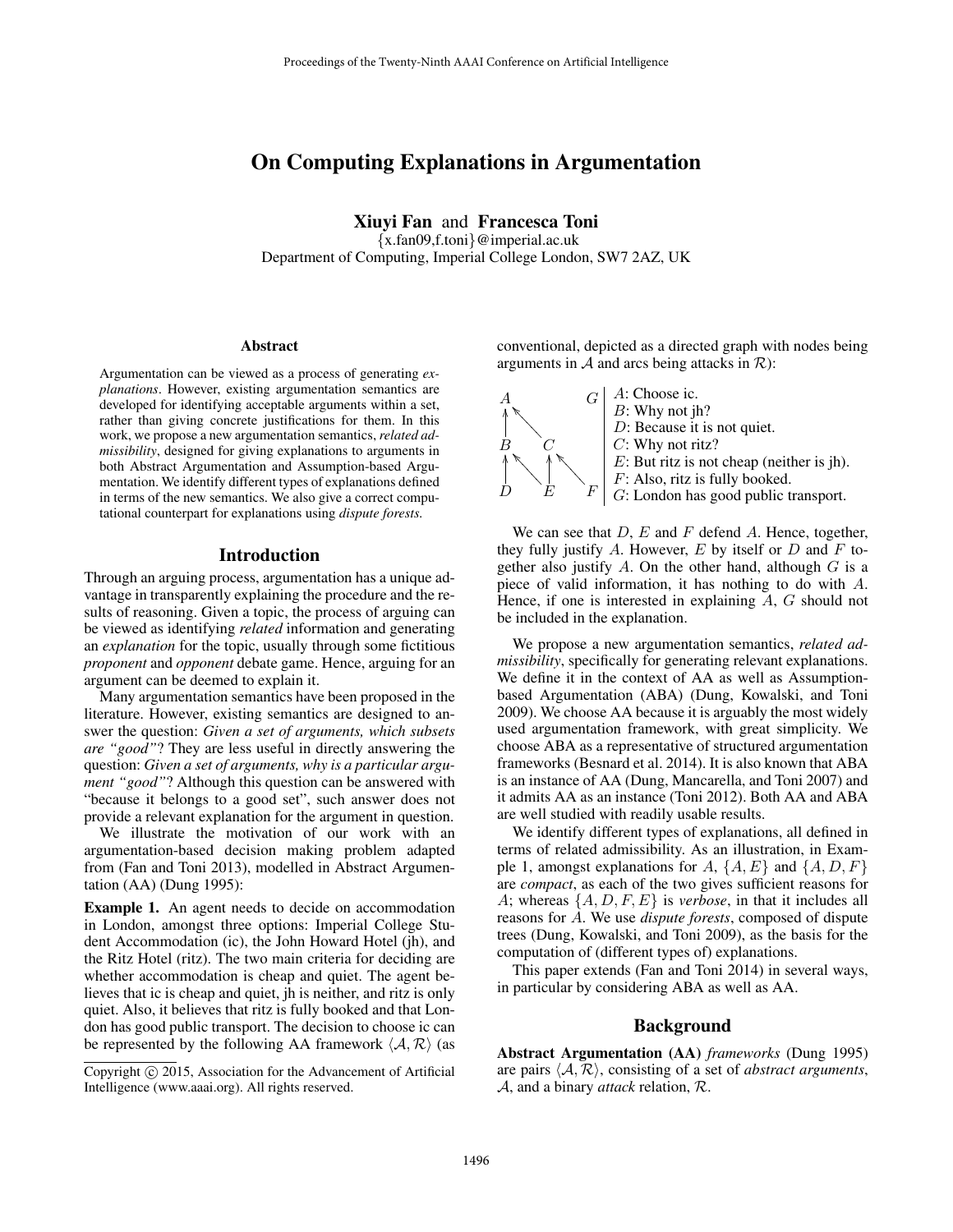# On Computing Explanations in Argumentation

**Xiuyi Fan** and **Francesca Toni**

{x.fan09,f.toni}@imperial.ac.uk

Department of Computing, Imperial College London, SW7 2AZ, UK

## Abstract

Argumentation can be viewed as a process of generating *explanations*. However, existing argumentation semantics are developed for identifying acceptable arguments within a set, rather than giving concrete justifications for them. In this work, we propose a new argumentation semantics, *related admissibility*, designed for giving explanations to arguments in both Abstract Argumentation and Assumption-based Argumentation. We identify different types of explanations defined in terms of the new semantics. We also give a correct computational counterpart for explanations using *dispute forests*.

## Introduction

Through an arguing process, argumentation has a unique advantage in transparently explaining the procedure and the results of reasoning. Given a topic, the process of arguing can be viewed as identifying *related* information and generating an *explanation* for the topic, usually through some fictitious *proponent* and *opponent* debate game. Hence, arguing for an argument can be deemed to explain it.

Many argumentation semantics have been proposed in the literature. However, existing semantics are designed to answer the question: *Given a set of arguments, which subsets are "good"*? They are less useful in directly answering the question: *Given a set of arguments, why is a particular argument "good"*? Although this question can be answered with "because it belongs to a good set", such answer does not provide a relevant explanation for the argument in question.

We illustrate the motivation of our work with an argumentation-based decision making problem adapted from (Fan and Toni 2013), modelled in Abstract Argumentation (AA) (Dung 1995):

**Example 1.** An agent needs to decide on accommodation in London, amongst three options: Imperial College Student Accommodation (ic), the John Howard Hotel (jh), and the Ritz Hotel (ritz). The two main criteria for deciding are whether accommodation is cheap and quiet. The agent believes that ic is cheap and quiet, jh is neither, and ritz is only quiet. Also, it believes that ritz is fully booked and that London has good public transport. The decision to choose ic can be represented by the following AA framework $\langle \mathcal{A}, \mathcal{R} \rangle$ (as conventional, depicted as a directed graph with nodes being arguments in $\mathcal{A}$ and arcs being attacks in $\mathcal{R}$):

$A$: Choose ic.
$B$: Why not jh?
$D$: Because it is not quiet.
$C$: Why not ritz?
$E$: But ritz is not cheap (neither is jh).
$F$: Also, ritz is fully booked.
$G$: London has good public transport.

We can see that $D$, $E$ and $F$ defend $A$. Hence, together, they fully justify $A$. However, $E$ by itself or $D$ and $F$ together also justify $A$. On the other hand, although $G$ is a piece of valid information, it has nothing to do with $A$. Hence, if one is interested in explaining $A$, $G$ should not be included in the explanation.

We propose a new argumentation semantics, *related admissibility*, specifically for generating relevant explanations. We define it in the context of AA as well as Assumption-based Argumentation (ABA) (Dung, Kowalski, and Toni 2009). We choose AA because it is arguably the most widely used argumentation framework, with great simplicity. We choose ABA as a representative of structured argumentation frameworks (Besnard et al. 2014). It is also known that ABA is an instance of AA (Dung, Mancarella, and Toni 2007) and it admits AA as an instance (Toni 2012). Both AA and ABA are well studied with readily usable results.

We identify different types of explanations, all defined in terms of related admissibility. As an illustration, in Example 1, amongst explanations for $A$, $\{A, E\}$ and $\{A, D, F\}$ are *compact*, as each of the two gives sufficient reasons for $A$; whereas $\{A, D, F, E\}$ is *verbose*, in that it includes all reasons for $A$. We use *dispute forests*, composed of dispute trees (Dung, Kowalski, and Toni 2009), as the basis for the computation of (different types of) explanations.

This paper extends (Fan and Toni 2014) in several ways, in particular by considering ABA as well as AA.

## Background

**Abstract Argumentation (AA)** *frameworks* (Dung 1995) are pairs $\langle \mathcal{A}, \mathcal{R} \rangle$, consisting of a set of *abstract arguments*, $\mathcal{A}$, and a binary *attack* relation, $\mathcal{R}$.

Copyright © 2015, Association for the Advancement of Artificial Intelligence (www.aaai.org). All rights reserved.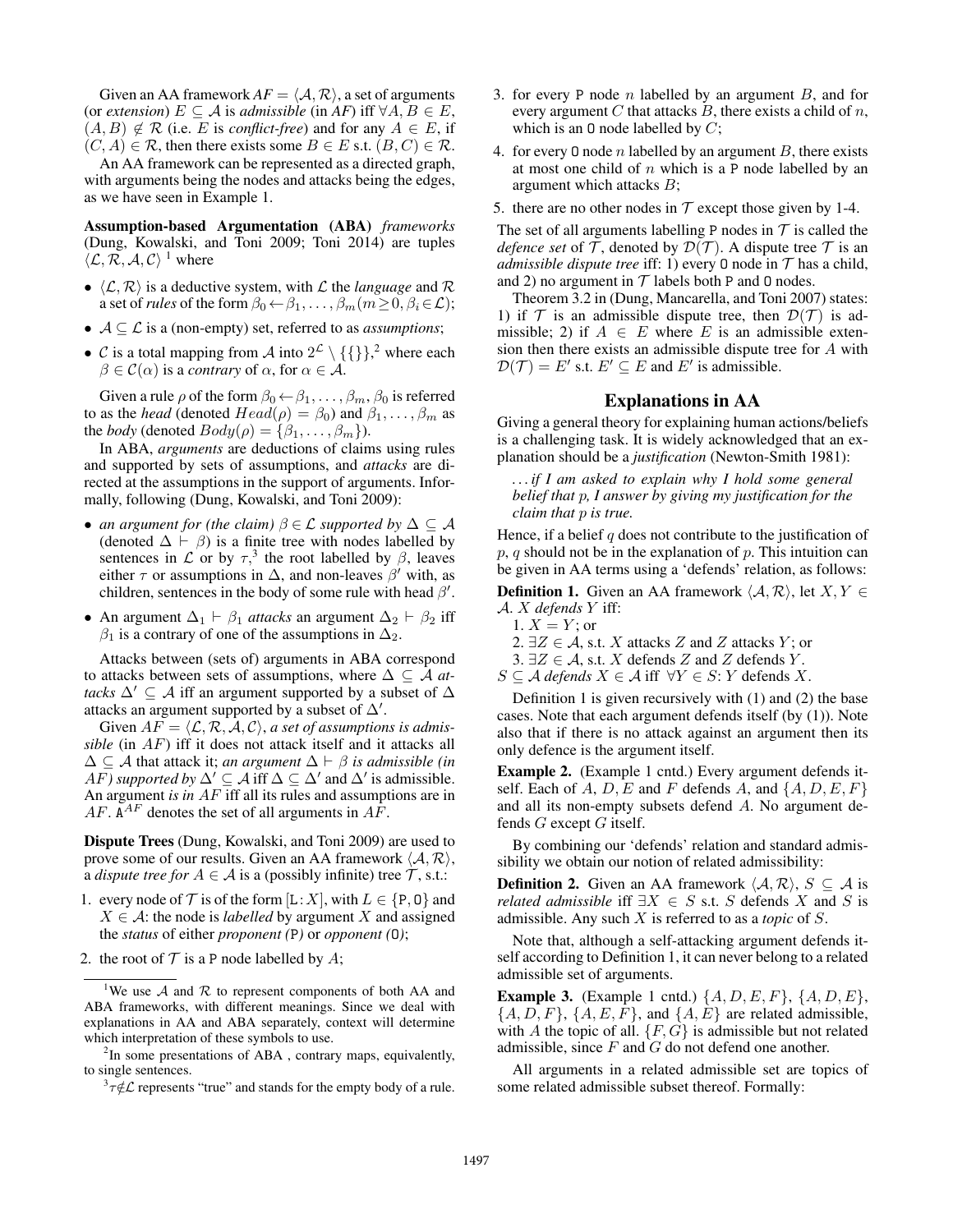Given an AA framework $AF = \langle \mathcal{A}, \mathcal{R} \rangle$, a set of arguments (or *extension*) $E \subseteq \mathcal{A}$ is *admissible* (in *AF*) iff $\forall A, B \in E$, $(A, B) \notin \mathcal{R}$ (i.e. $E$ is *conflict-free*) and for any $A \in E$, if $(C, A) \in \mathcal{R}$, then there exists some $B \in E$ s.t. $(B, C) \in \mathcal{R}$.

An AA framework can be represented as a directed graph, with arguments being the nodes and attacks being the edges, as we have seen in Example 1.

**Assumption-based Argumentation (ABA)** *frameworks* (Dung, Kowalski, and Toni 2009; Toni 2014) are tuples $\langle \mathcal{L}, \mathcal{R}, \mathcal{A}, \mathcal{C} \rangle$ [1] where

- $\langle \mathcal{L}, \mathcal{R} \rangle$ is a deductive system, with $\mathcal{L}$ the *language* and $\mathcal{R}$ a set of *rules* of the form $\beta_0 \leftarrow \beta_1, \ldots, \beta_m (m \geq 0, \beta_i \in \mathcal{L})$;
- $\mathcal{A} \subseteq \mathcal{L}$ is a (non-empty) set, referred to as *assumptions*;
- $\mathcal{C}$ is a total mapping from $\mathcal{A}$ into $2^{\mathcal{L}} \setminus \{\{\}\}$,[2] where each $\beta \in \mathcal{C}(\alpha)$ is a *contrary* of $\alpha$, for $\alpha \in \mathcal{A}$.

Given a rule $\rho$ of the form $\beta_0 \leftarrow \beta_1, \ldots, \beta_m$, $\beta_0$ is referred to as the *head* (denoted $Head(\rho) = \beta_0$) and $\beta_1, \ldots, \beta_m$ as the *body* (denoted $Body(\rho) = \{\beta_1, \ldots, \beta_m\}$).

In ABA, *arguments* are deductions of claims using rules and supported by sets of assumptions, and *attacks* are directed at the assumptions in the support of arguments. Informally, following (Dung, Kowalski, and Toni 2009):

- *an argument for (the claim)* $\beta \in \mathcal{L}$ *supported by* $\Delta \subseteq \mathcal{A}$ (denoted $\Delta \vdash \beta$) is a finite tree with nodes labelled by sentences in $\mathcal{L}$ or by $\tau$,[3] the root labelled by $\beta$, leaves either $\tau$ or assumptions in $\Delta$, and non-leaves $\beta'$ with, as children, sentences in the body of some rule with head $\beta'$.
- An argument $\Delta_1 \vdash \beta_1$ *attacks* an argument $\Delta_2 \vdash \beta_2$ iff $\beta_1$ is a contrary of one of the assumptions in $\Delta_2$.

Attacks between (sets of) arguments in ABA correspond to attacks between sets of assumptions, where $\Delta \subseteq \mathcal{A}$ *attacks* $\Delta' \subseteq \mathcal{A}$ iff an argument supported by a subset of $\Delta$ attacks an argument supported by a subset of $\Delta'$.

Given $AF = \langle \mathcal{L}, \mathcal{R}, \mathcal{A}, \mathcal{C} \rangle$, *a set of assumptions is admissible* (in $AF$) iff it does not attack itself and it attacks all $\Delta \subseteq \mathcal{A}$ that attack it; *an argument* $\Delta \vdash \beta$ *is admissible (in* $AF$*) supported by* $\Delta' \subseteq \mathcal{A}$ iff $\Delta \subseteq \Delta'$ and $\Delta'$ is admissible. An argument *is in* $AF$ iff all its rules and assumptions are in $AF$. $\mathtt{A}^{AF}$ denotes the set of all arguments in $AF$.

**Dispute Trees** (Dung, Kowalski, and Toni 2009) are used to prove some of our results. Given an AA framework $\langle \mathcal{A}, \mathcal{R} \rangle$, a *dispute tree for* $A \in \mathcal{A}$ is a (possibly infinite) tree $\mathcal{T}$, s.t.:

1. every node of $\mathcal{T}$ is of the form $[\mathtt{L} : X]$, with $L \in \{\mathtt{P}, \mathtt{O}\}$ and $X \in \mathcal{A}$: the node is *labelled* by argument $X$ and assigned the *status* of either *proponent (*P*)* or *opponent (*O*)*;
2. the root of $\mathcal{T}$ is a P node labelled by $A$;
3. for every P node $n$ labelled by an argument $B$, and for every argument $C$ that attacks $B$, there exists a child of $n$, which is an O node labelled by $C$;
4. for every O node $n$ labelled by an argument $B$, there exists at most one child of $n$ which is a P node labelled by an argument which attacks $B$;
5. there are no other nodes in $\mathcal{T}$ except those given by 1-4.

The set of all arguments labelling P nodes in $\mathcal{T}$ is called the *defence set* of $\mathcal{T}$, denoted by $\mathcal{D}(\mathcal{T})$. A dispute tree $\mathcal{T}$ is an *admissible dispute tree* iff: 1) every O node in $\mathcal{T}$ has a child, and 2) no argument in $\mathcal{T}$ labels both P and O nodes.

Theorem 3.2 in (Dung, Mancarella, and Toni 2007) states: 1) if $\mathcal{T}$ is an admissible dispute tree, then $\mathcal{D}(\mathcal{T})$ is admissible; 2) if $A \in E$ where $E$ is an admissible extension then there exists an admissible dispute tree for $A$ with $\mathcal{D}(\mathcal{T}) = E'$ s.t. $E' \subseteq E$ and $E'$ is admissible.

## Explanations in AA

Giving a general theory for explaining human actions/beliefs is a challenging task. It is widely acknowledged that an explanation should be a *justification* (Newton-Smith 1981):

> *. . . if I am asked to explain why I hold some general belief that p, I answer by giving my justification for the claim that p is true.*

Hence, if a belief $q$ does not contribute to the justification of $p$, $q$ should not be in the explanation of $p$. This intuition can be given in AA terms using a 'defends' relation, as follows:

**Definition 1.** Given an AA framework $\langle \mathcal{A}, \mathcal{R} \rangle$, let $X, Y \in \mathcal{A}$. $X$ *defends* $Y$ iff:

1. $X = Y$; or
2. $\exists Z \in \mathcal{A}$, s.t. $X$ attacks $Z$ and $Z$ attacks $Y$; or
3. $\exists Z \in \mathcal{A}$, s.t. $X$ defends $Z$ and $Z$ defends $Y$.

$S \subseteq \mathcal{A}$ *defends* $X \in \mathcal{A}$ iff $\forall Y \in S$: $Y$ defends $X$.

Definition 1 is given recursively with (1) and (2) the base cases. Note that each argument defends itself (by (1)). Note also that if there is no attack against an argument then its only defence is the argument itself.

**Example 2.** (Example 1 cntd.) Every argument defends itself. Each of $A$, $D$, $E$ and $F$ defends $A$, and $\{A, D, E, F\}$ and all its non-empty subsets defend $A$. No argument defends $G$ except $G$ itself.

By combining our 'defends' relation and standard admissibility we obtain our notion of related admissibility:

**Definition 2.** Given an AA framework $\langle \mathcal{A}, \mathcal{R} \rangle$, $S \subseteq \mathcal{A}$ is *related admissible* iff $\exists X \in S$ s.t. $S$ defends $X$ and $S$ is admissible. Any such $X$ is referred to as a *topic* of $S$.

Note that, although a self-attacking argument defends itself according to Definition 1, it can never belong to a related admissible set of arguments.

**Example 3.** (Example 1 cntd.) $\{A, D, E, F\}$, $\{A, D, E\}$, $\{A, D, F\}$, $\{A, E, F\}$, and $\{A, E\}$ are related admissible, with $A$ the topic of all. $\{F, G\}$ is admissible but not related admissible, since $F$ and $G$ do not defend one another.

All arguments in a related admissible set are topics of some related admissible subset thereof. Formally:

---

[1] We use $\mathcal{A}$ and $\mathcal{R}$ to represent components of both AA and ABA frameworks, with different meanings. Since we deal with explanations in AA and ABA separately, context will determine which interpretation of these symbols to use.

[2] In some presentations of ABA , contrary maps, equivalently, to single sentences.

[3] $\tau \notin \mathcal{L}$ represents "true" and stands for the empty body of a rule.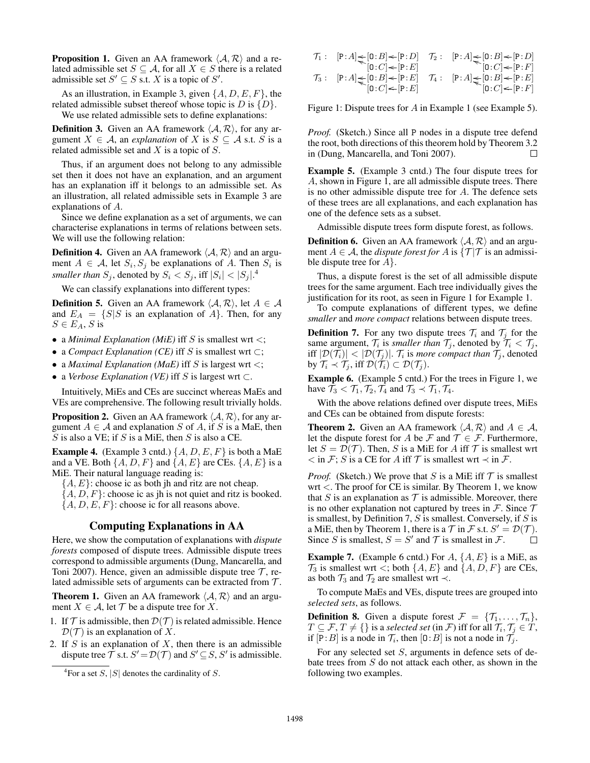**Proposition 1.** Given an AA framework $\langle \mathcal{A}, \mathcal{R} \rangle$ and a related admissible set $S \subseteq \mathcal{A}$, for all $X \in S$ there is a related admissible set $S' \subseteq S$ s.t. $X$ is a topic of $S'$.

As an illustration, in Example 3, given $\{A, D, E, F\}$, the related admissible subset thereof whose topic is $D$ is $\{D\}$.

We use related admissible sets to define explanations:

**Definition 3.** Given an AA framework $\langle \mathcal{A}, \mathcal{R} \rangle$, for any argument $X \in \mathcal{A}$, an *explanation* of $X$ is $S \subseteq \mathcal{A}$ s.t. $S$ is a related admissible set and $X$ is a topic of $S$.

Thus, if an argument does not belong to any admissible set then it does not have an explanation, and an argument has an explanation iff it belongs to an admissible set. As an illustration, all related admissible sets in Example 3 are explanations of $A$.

Since we define explanation as a set of arguments, we can characterise explanations in terms of relations between sets. We will use the following relation:

**Definition 4.** Given an AA framework $\langle \mathcal{A}, \mathcal{R} \rangle$ and an argument $A \in \mathcal{A}$, let $S_i, S_j$ be explanations of $A$. Then $S_i$ is *smaller than* $S_j$, denoted by $S_i < S_j$, iff $|S_i| < |S_j|$.[4]

We can classify explanations into different types:

**Definition 5.** Given an AA framework $\langle \mathcal{A}, \mathcal{R} \rangle$, let $A \in \mathcal{A}$ and $E_A = \{S | S \text{ is an explanation of } A\}$. Then, for any $S \in E_A$, $S$ is

- a *Minimal Explanation (MiE)* iff $S$ is smallest wrt $<$;
- a *Compact Explanation (CE)* iff $S$ is smallest wrt $\subset$;
- a *Maximal Explanation (MaE)* iff $S$ is largest wrt $<$;
- a *Verbose Explanation (VE)* iff $S$ is largest wrt $\subset$.

Intuitively, MiEs and CEs are succinct whereas MaEs and VEs are comprehensive. The following result trivially holds.

**Proposition 2.** Given an AA framework $\langle \mathcal{A}, \mathcal{R} \rangle$, for any argument $A \in \mathcal{A}$ and explanation $S$ of $A$, if $S$ is a MaE, then $S$ is also a VE; if $S$ is a MiE, then $S$ is also a CE.

**Example 4.** (Example 3 cntd.) $\{A, D, E, F\}$ is both a MaE and a VE. Both $\{A, D, F\}$ and $\{A, E\}$ are CEs. $\{A, E\}$ is a MiE. Their natural language reading is:

$\{A, E\}$: choose ic as both jh and ritz are not cheap.
$\{A, D, F\}$: choose ic as jh is not quiet and ritz is booked.
$\{A, D, E, F\}$: choose ic for all reasons above.

## Computing Explanations in AA

Here, we show the computation of explanations with *dispute forests* composed of dispute trees. Admissible dispute trees correspond to admissible arguments (Dung, Mancarella, and Toni 2007). Hence, given an admissible dispute tree $\mathcal{T}$, related admissible sets of arguments can be extracted from $\mathcal{T}$.

**Theorem 1.** Given an AA framework $\langle \mathcal{A}, \mathcal{R} \rangle$ and an argument $X \in \mathcal{A}$, let $\mathcal{T}$ be a dispute tree for $X$.

1. If $\mathcal{T}$ is admissible, then $\mathcal{D}(\mathcal{T})$ is related admissible. Hence $\mathcal{D}(\mathcal{T})$ is an explanation of $X$.
2. If $S$ is an explanation of $X$, then there is an admissible dispute tree $\mathcal{T}$ s.t. $S' = \mathcal{D}(\mathcal{T})$ and $S' \subseteq S$, $S'$ is admissible.

[4] For a set $S$, $|S|$ denotes the cardinality of $S$.

$\mathcal{T}_1$: $[\mathtt{P}:A] \leftarrow [\mathtt{O}:B] \leftarrow [\mathtt{P}:D]$; $[\mathtt{P}:A] \leftarrow [\mathtt{O}:C] \leftarrow [\mathtt{P}:E]$
$\mathcal{T}_2$: $[\mathtt{P}:A] \leftarrow [\mathtt{O}:B] \leftarrow [\mathtt{P}:D]$; $[\mathtt{P}:A] \leftarrow [\mathtt{O}:C] \leftarrow [\mathtt{P}:F]$
$\mathcal{T}_3$: $[\mathtt{P}:A] \leftarrow [\mathtt{O}:B] \leftarrow [\mathtt{P}:E]$; $[\mathtt{P}:A] \leftarrow [\mathtt{O}:C] \leftarrow [\mathtt{P}:E]$
$\mathcal{T}_4$: $[\mathtt{P}:A] \leftarrow [\mathtt{O}:B] \leftarrow [\mathtt{P}:E]$; $[\mathtt{P}:A] \leftarrow [\mathtt{O}:C] \leftarrow [\mathtt{P}:F]$

Figure 1: Dispute trees for $A$ in Example 1 (see Example 5).

*Proof.* (Sketch.) Since all P nodes in a dispute tree defend the root, both directions of this theorem hold by Theorem 3.2 in (Dung, Mancarella, and Toni 2007). $\square$

**Example 5.** (Example 3 cntd.) The four dispute trees for $A$, shown in Figure 1, are all admissible dispute trees. There is no other admissible dispute tree for $A$. The defence sets of these trees are all explanations, and each explanation has one of the defence sets as a subset.

Admissible dispute trees form dispute forest, as follows.

**Definition 6.** Given an AA framework $\langle \mathcal{A}, \mathcal{R} \rangle$ and an argument $A \in \mathcal{A}$, the *dispute forest for* $A$ is $\{\mathcal{T} | \mathcal{T} \text{ is an admissible dispute tree for } A\}$.

Thus, a dispute forest is the set of all admissible dispute trees for the same argument. Each tree individually gives the justification for its root, as seen in Figure 1 for Example 1.

To compute explanations of different types, we define *smaller* and *more compact* relations between dispute trees.

**Definition 7.** For any two dispute trees $\mathcal{T}_i$ and $\mathcal{T}_j$ for the same argument, $\mathcal{T}_i$ is *smaller than* $\mathcal{T}_j$, denoted by $\mathcal{T}_i < \mathcal{T}_j$, iff $|\mathcal{D}(\mathcal{T}_i)| < |\mathcal{D}(\mathcal{T}_j)|$. $\mathcal{T}_i$ is *more compact than* $\mathcal{T}_j$, denoted by $\mathcal{T}_i \prec \mathcal{T}_j$, iff $\mathcal{D}(\mathcal{T}_i) \subset \mathcal{D}(\mathcal{T}_j)$.

**Example 6.** (Example 5 cntd.) For the trees in Figure 1, we have $\mathcal{T}_3 < \mathcal{T}_1, \mathcal{T}_2, \mathcal{T}_4$ and $\mathcal{T}_3 \prec \mathcal{T}_1, \mathcal{T}_4$.

With the above relations defined over dispute trees, MiEs and CEs can be obtained from dispute forests:

**Theorem 2.** Given an AA framework $\langle \mathcal{A}, \mathcal{R} \rangle$ and $A \in \mathcal{A}$, let the dispute forest for $A$ be $\mathcal{F}$ and $\mathcal{T} \in \mathcal{F}$. Furthermore, let $S = \mathcal{D}(\mathcal{T})$. Then, $S$ is a MiE for $A$ iff $\mathcal{T}$ is smallest wrt $<$ in $\mathcal{F}$; $S$ is a CE for $A$ iff $\mathcal{T}$ is smallest wrt $\prec$ in $\mathcal{F}$.

*Proof.* (Sketch.) We prove that $S$ is a MiE iff $\mathcal{T}$ is smallest wrt $<$. The proof for CE is similar. By Theorem 1, we know that $S$ is an explanation as $\mathcal{T}$ is admissible. Moreover, there is no other explanation not captured by trees in $\mathcal{F}$. Since $\mathcal{T}$ is smallest, by Definition 7, $S$ is smallest. Conversely, if $S$ is a MiE, then by Theorem 1, there is a $\mathcal{T}$ in $\mathcal{F}$ s.t. $S' = \mathcal{D}(\mathcal{T})$. Since $S$ is smallest, $S = S'$ and $\mathcal{T}$ is smallest in $\mathcal{F}$. $\square$

**Example 7.** (Example 6 cntd.) For $A$, $\{A, E\}$ is a MiE, as $\mathcal{T}_3$ is smallest wrt $<$; both $\{A, E\}$ and $\{A, D, F\}$ are CEs, as both $\mathcal{T}_3$ and $\mathcal{T}_2$ are smallest wrt $\prec$.

To compute MaEs and VEs, dispute trees are grouped into *selected sets*, as follows.

**Definition 8.** Given a dispute forest $\mathcal{F} = \{\mathcal{T}_1, \ldots, \mathcal{T}_n\}$, $T \subseteq \mathcal{F}$, $T \neq \{\}$ is a *selected set* (in $\mathcal{F}$) iff for all $\mathcal{T}_i, \mathcal{T}_j \in T$, if $[\mathtt{P}:B]$ is a node in $\mathcal{T}_i$, then $[\mathtt{O}:B]$ is not a node in $\mathcal{T}_j$.

For any selected set $S$, arguments in defence sets of debate trees from $S$ do not attack each other, as shown in the following two examples.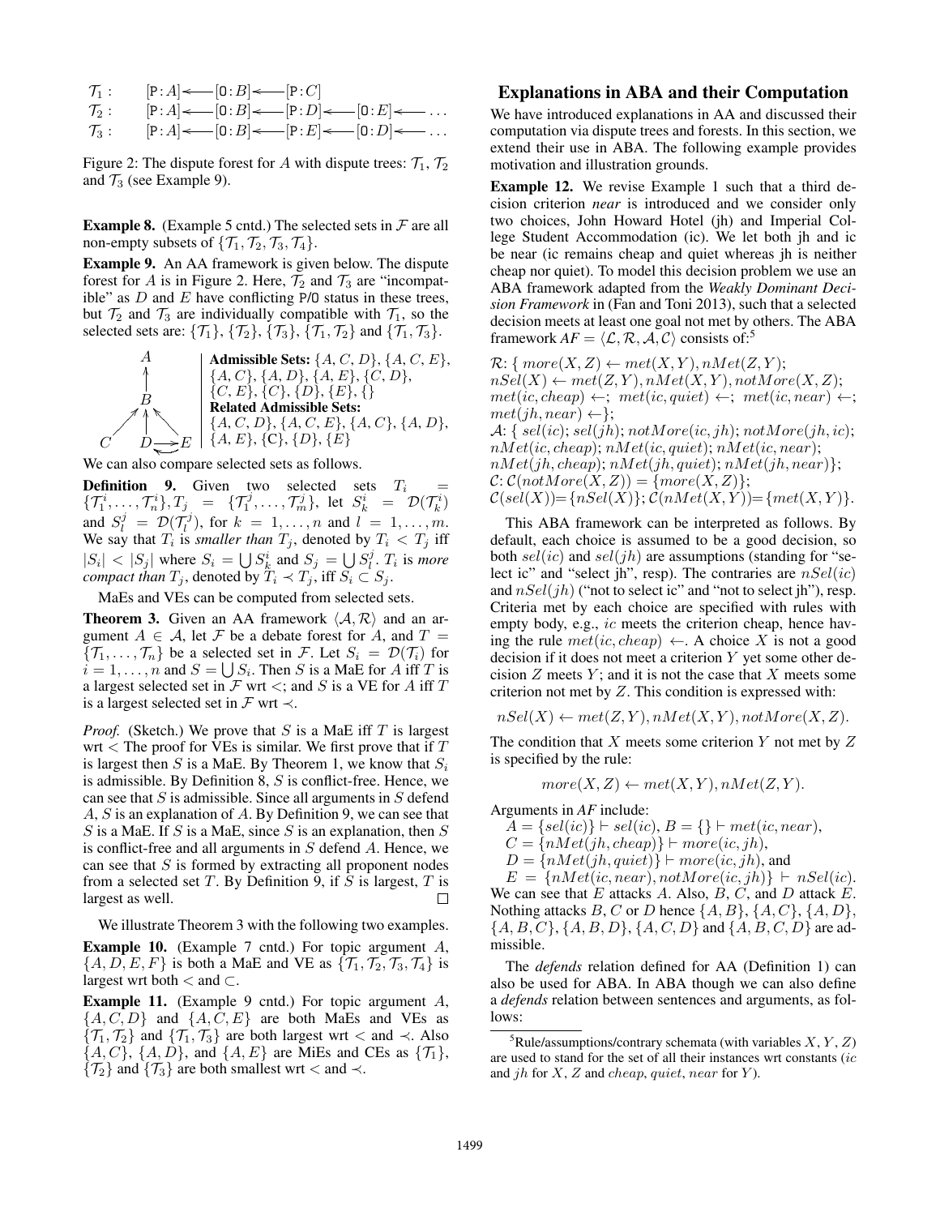$\mathcal{T}_1$ : $[\mathtt{P}:A] \leftarrow [\mathtt{O}:B] \leftarrow [\mathtt{P}:C]$

$\mathcal{T}_2$ : $[\mathtt{P}:A] \leftarrow [\mathtt{O}:B] \leftarrow [\mathtt{P}:D] \leftarrow [\mathtt{O}:E] \leftarrow \ldots$

$\mathcal{T}_3$ : $[\mathtt{P}:A] \leftarrow [\mathtt{O}:B] \leftarrow [\mathtt{P}:E] \leftarrow [\mathtt{O}:D] \leftarrow \ldots$

Figure 2: The dispute forest for $A$ with dispute trees: $\mathcal{T}_1$, $\mathcal{T}_2$ and $\mathcal{T}_3$ (see Example 9).

**Example 8.** (Example 5 cntd.) The selected sets in $\mathcal{F}$ are all non-empty subsets of $\{\mathcal{T}_1, \mathcal{T}_2, \mathcal{T}_3, \mathcal{T}_4\}$.

**Example 9.** An AA framework is given below. The dispute forest for $A$ is in Figure 2. Here, $\mathcal{T}_2$ and $\mathcal{T}_3$ are "incompatible" as $D$ and $E$ have conflicting P/O status in these trees, but $\mathcal{T}_2$ and $\mathcal{T}_3$ are individually compatible with $\mathcal{T}_1$, so the selected sets are: $\{\mathcal{T}_1\}$, $\{\mathcal{T}_2\}$, $\{\mathcal{T}_3\}$, $\{\mathcal{T}_1, \mathcal{T}_2\}$ and $\{\mathcal{T}_1, \mathcal{T}_3\}$.

**Admissible Sets:** $\{A, C, D\}$, $\{A, C, E\}$, $\{A, C\}$, $\{A, D\}$, $\{A, E\}$, $\{C, D\}$, $\{C, E\}$, $\{C\}$, $\{D\}$, $\{E\}$, $\{\}$
**Related Admissible Sets:** $\{A, C, D\}$, $\{A, C, E\}$, $\{A, C\}$, $\{A, D\}$, $\{A, E\}$, $\{C\}$, $\{D\}$, $\{E\}$

We can also compare selected sets as follows.

**Definition 9.** Given two selected sets $T_i = \{\mathcal{T}^i_1, \ldots, \mathcal{T}^i_n\}, T_j = \{\mathcal{T}^j_1, \ldots, \mathcal{T}^j_m\}$, let $S^i_k = \mathcal{D}(\mathcal{T}^i_k)$ and $S^j_l = \mathcal{D}(\mathcal{T}^j_l)$, for $k = 1, \ldots, n$ and $l = 1, \ldots, m$. We say that $T_i$ is *smaller than* $T_j$, denoted by $T_i < T_j$ iff $|S_i| < |S_j|$ where $S_i = \bigcup S^i_k$ and $S_j = \bigcup S^j_l$. $T_i$ is *more compact than* $T_j$, denoted by $T_i \prec T_j$, iff $S_i \subset S_j$.

MaEs and VEs can be computed from selected sets.

**Theorem 3.** Given an AA framework $\langle \mathcal{A}, \mathcal{R} \rangle$ and an argument $A \in \mathcal{A}$, let $\mathcal{F}$ be a debate forest for $A$, and $T = \{\mathcal{T}_1, \ldots, \mathcal{T}_n\}$ be a selected set in $\mathcal{F}$. Let $S_i = \mathcal{D}(\mathcal{T}_i)$ for $i = 1, \ldots, n$ and $S = \bigcup S_i$. Then $S$ is a MaE for $A$ iff $T$ is a largest selected set in $\mathcal{F}$ wrt $<$; and $S$ is a VE for $A$ iff $T$ is a largest selected set in $\mathcal{F}$ wrt $\prec$.

*Proof.* (Sketch.) We prove that $S$ is a MaE iff $T$ is largest wrt $<$ The proof for VEs is similar. We first prove that if $T$ is largest then $S$ is a MaE. By Theorem 1, we know that $S_i$ is admissible. By Definition 8, $S$ is conflict-free. Hence, we can see that $S$ is admissible. Since all arguments in $S$ defend $A$, $S$ is an explanation of $A$. By Definition 9, we can see that $S$ is a MaE. If $S$ is a MaE, since $S$ is an explanation, then $S$ is conflict-free and all arguments in $S$ defend $A$. Hence, we can see that $S$ is formed by extracting all proponent nodes from a selected set $T$. By Definition 9, if $S$ is largest, $T$ is largest as well. $\square$

We illustrate Theorem 3 with the following two examples.

**Example 10.** (Example 7 cntd.) For topic argument $A$, $\{A, D, E, F\}$ is both a MaE and VE as $\{\mathcal{T}_1, \mathcal{T}_2, \mathcal{T}_3, \mathcal{T}_4\}$ is largest wrt both $<$ and $\subset$.

**Example 11.** (Example 9 cntd.) For topic argument $A$, $\{A, C, D\}$ and $\{A, C, E\}$ are both MaEs and VEs as $\{\mathcal{T}_1, \mathcal{T}_2\}$ and $\{\mathcal{T}_1, \mathcal{T}_3\}$ are both largest wrt $<$ and $\prec$. Also $\{A, C\}$, $\{A, D\}$, and $\{A, E\}$ are MiEs and CEs as $\{\mathcal{T}_1\}$, $\{\mathcal{T}_2\}$ and $\{\mathcal{T}_3\}$ are both smallest wrt $<$ and $\prec$.

## Explanations in ABA and their Computation

We have introduced explanations in AA and discussed their computation via dispute trees and forests. In this section, we extend their use in ABA. The following example provides motivation and illustration grounds.

**Example 12.** We revise Example 1 such that a third decision criterion *near* is introduced and we consider only two choices, John Howard Hotel (jh) and Imperial College Student Accommodation (ic). We let both jh and ic be near (ic remains cheap and quiet whereas jh is neither cheap nor quiet). To model this decision problem we use an ABA framework adapted from the *Weakly Dominant Decision Framework* in (Fan and Toni 2013), such that a selected decision meets at least one goal not met by others. The ABA framework $AF = \langle \mathcal{L}, \mathcal{R}, \mathcal{A}, \mathcal{C} \rangle$ consists of:[5]

$\mathcal{R}$: $\{$ $more(X, Z) \leftarrow met(X, Y), nMet(Z, Y)$;
$nSel(X) \leftarrow met(Z, Y), nMet(X, Y), notMore(X, Z)$;
$met(ic, cheap) \leftarrow$; $met(ic, quiet) \leftarrow$; $met(ic, near) \leftarrow$;
$met(jh, near) \leftarrow$$\}$;
$\mathcal{A}$: $\{$ $sel(ic)$; $sel(jh)$; $notMore(ic, jh)$; $notMore(jh, ic)$;
$nMet(ic, cheap)$; $nMet(ic, quiet)$; $nMet(ic, near)$;
$nMet(jh, cheap)$; $nMet(jh, quiet)$; $nMet(jh, near)$$\}$;
$\mathcal{C}$: $\mathcal{C}(notMore(X, Z)) = \{more(X, Z)\}$;
$\mathcal{C}(sel(X)) = \{nSel(X)\}$; $\mathcal{C}(nMet(X, Y)) = \{met(X, Y)\}$.

This ABA framework can be interpreted as follows. By default, each choice is assumed to be a good decision, so both $sel(ic)$ and $sel(jh)$ are assumptions (standing for "select ic" and "select jh", resp). The contraries are $nSel(ic)$ and $nSel(jh)$ ("not to select ic" and "not to select jh"), resp. Criteria met by each choice are specified with rules with empty body, e.g., $ic$ meets the criterion cheap, hence having the rule $met(ic, cheap) \leftarrow$. A choice $X$ is not a good decision if it does not meet a criterion $Y$ yet some other decision $Z$ meets $Y$; and it is not the case that $X$ meets some criterion not met by $Z$. This condition is expressed with:

$$nSel(X) \leftarrow met(Z, Y), nMet(X, Y), notMore(X, Z).$$

The condition that $X$ meets some criterion $Y$ not met by $Z$ is specified by the rule:

$$more(X, Z) \leftarrow met(X, Y), nMet(Z, Y).$$

Arguments in $AF$ include:

$A = \{sel(ic)\} \vdash sel(ic)$, $B = \{\} \vdash met(ic, near)$,
$C = \{nMet(jh, cheap)\} \vdash more(ic, jh)$,
$D = \{nMet(jh, quiet)\} \vdash more(ic, jh)$, and
$E = \{nMet(ic, near), notMore(ic, jh)\} \vdash nSel(ic)$.

We can see that $E$ attacks $A$. Also, $B$, $C$, and $D$ attack $E$. Nothing attacks $B$, $C$ or $D$ hence $\{A, B\}$, $\{A, C\}$, $\{A, D\}$, $\{A, B, C\}$, $\{A, B, D\}$, $\{A, C, D\}$ and $\{A, B, C, D\}$ are admissible.

The *defends* relation defined for AA (Definition 1) can also be used for ABA. In ABA though we can also define a *defends* relation between sentences and arguments, as follows:

[5] Rule/assumptions/contrary schemata (with variables $X, Y, Z$) are used to stand for the set of all their instances wrt constants ($ic$ and $jh$ for $X$, $Z$ and $cheap$, $quiet$, $near$ for $Y$).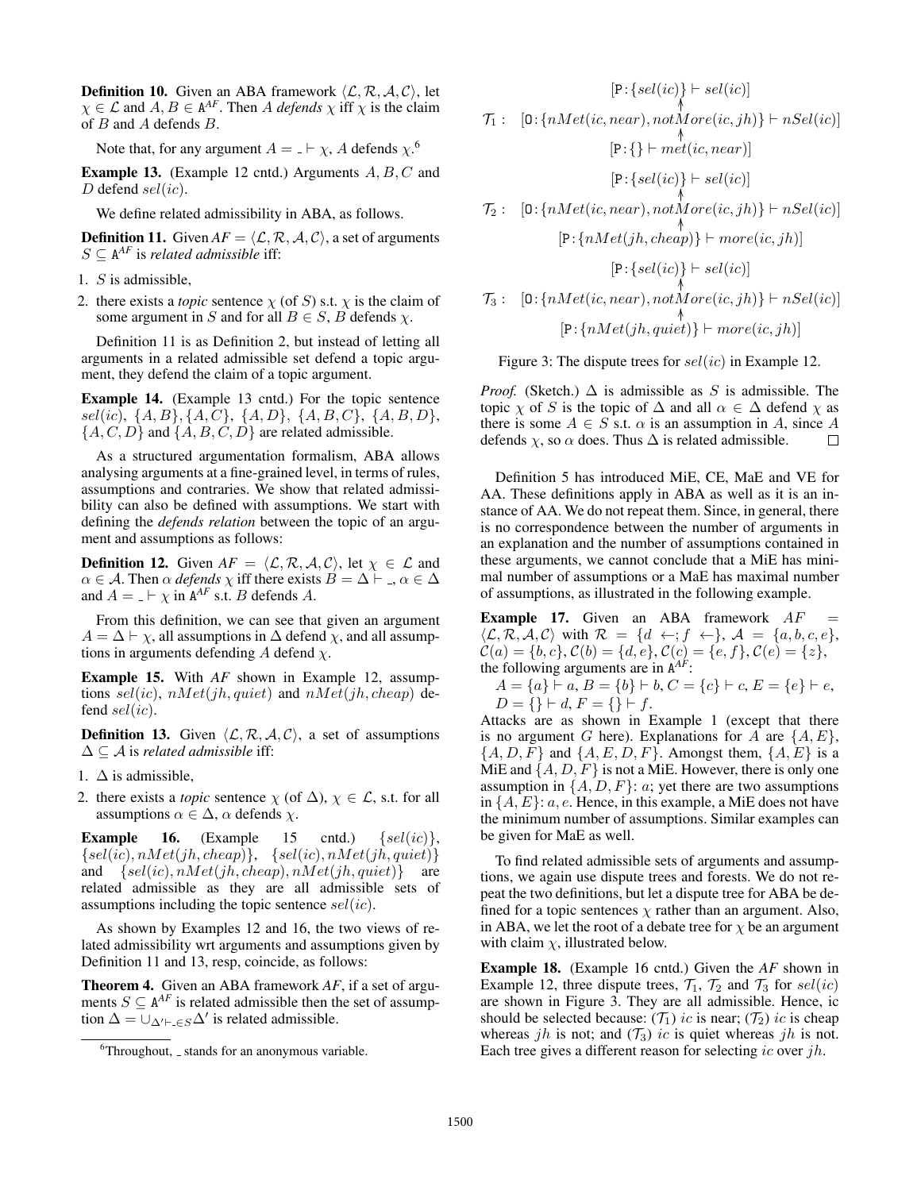**Definition 10.** Given an ABA framework $\langle \mathcal{L}, \mathcal{R}, \mathcal{A}, \mathcal{C} \rangle$, let $\chi \in \mathcal{L}$ and $A, B \in \mathtt{A}^{AF}$. Then $A$ *defends* $\chi$ iff $\chi$ is the claim of $B$ and $A$ defends $B$.

Note that, for any argument $A = \_ \vdash \chi$, $A$ defends $\chi$.[6]

**Example 13.** (Example 12 cntd.) Arguments $A, B, C$ and $D$ defend $sel(ic)$.

We define related admissibility in ABA, as follows.

**Definition 11.** Given $AF = \langle \mathcal{L}, \mathcal{R}, \mathcal{A}, \mathcal{C} \rangle$, a set of arguments $S \subseteq \mathtt{A}^{AF}$ is *related admissible* iff:

1. $S$ is admissible,
2. there exists a *topic* sentence $\chi$ (of $S$) s.t. $\chi$ is the claim of some argument in $S$ and for all $B \in S$, $B$ defends $\chi$.

Definition 11 is as Definition 2, but instead of letting all arguments in a related admissible set defend a topic argument, they defend the claim of a topic argument.

**Example 14.** (Example 13 cntd.) For the topic sentence $sel(ic)$, $\{A, B\}, \{A, C\}$, $\{A, D\}$, $\{A, B, C\}$, $\{A, B, D\}$, $\{A, C, D\}$ and $\{A, B, C, D\}$ are related admissible.

As a structured argumentation formalism, ABA allows analysing arguments at a fine-grained level, in terms of rules, assumptions and contraries. We show that related admissibility can also be defined with assumptions. We start with defining the *defends relation* between the topic of an argument and assumptions as follows:

**Definition 12.** Given $AF = \langle \mathcal{L}, \mathcal{R}, \mathcal{A}, \mathcal{C} \rangle$, let $\chi \in \mathcal{L}$ and $\alpha \in \mathcal{A}$. Then $\alpha$ *defends* $\chi$ iff there exists $B = \Delta \vdash \_$, $\alpha \in \Delta$ and $A = \_ \vdash \chi$ in $\mathtt{A}^{AF}$ s.t. $B$ defends $A$.

From this definition, we can see that given an argument $A = \Delta \vdash \chi$, all assumptions in $\Delta$ defend $\chi$, and all assumptions in arguments defending $A$ defend $\chi$.

**Example 15.** With *AF* shown in Example 12, assumptions $sel(ic)$, $nMet(jh, quiet)$ and $nMet(jh, cheap)$ defend $sel(ic)$.

**Definition 13.** Given $\langle \mathcal{L}, \mathcal{R}, \mathcal{A}, \mathcal{C} \rangle$, a set of assumptions $\Delta \subseteq \mathcal{A}$ is *related admissible* iff:

1. $\Delta$ is admissible,
2. there exists a *topic* sentence $\chi$ (of $\Delta$), $\chi \in \mathcal{L}$, s.t. for all assumptions $\alpha \in \Delta$, $\alpha$ defends $\chi$.

**Example 16.** (Example 15 cntd.) $\{sel(ic)\}$, $\{sel(ic), nMet(jh, cheap)\}$, $\{sel(ic), nMet(jh, quiet)\}$ and $\{sel(ic), nMet(jh, cheap), nMet(jh, quiet)\}$ are related admissible as they are all admissible sets of assumptions including the topic sentence $sel(ic)$.

As shown by Examples 12 and 16, the two views of related admissibility wrt arguments and assumptions given by Definition 11 and 13, resp, coincide, as follows:

**Theorem 4.** Given an ABA framework *AF*, if a set of arguments $S \subseteq \mathtt{A}^{AF}$ is related admissible then the set of assumption $\Delta = \cup_{\Delta' \vdash \_ \in S} \Delta'$ is related admissible.

*Proof.* (Sketch.) $\Delta$ is admissible as $S$ is admissible. The topic $\chi$ of $S$ is the topic of $\Delta$ and all $\alpha \in \Delta$ defend $\chi$ as there is some $A \in S$ s.t. $\alpha$ is an assumption in $A$, since $A$ defends $\chi$, so $\alpha$ does. Thus $\Delta$ is related admissible. $\square$

Definition 5 has introduced MiE, CE, MaE and VE for AA. These definitions apply in ABA as well as it is an instance of AA. We do not repeat them. Since, in general, there is no correspondence between the number of arguments in an explanation and the number of assumptions contained in these arguments, we cannot conclude that a MiE has minimal number of assumptions or a MaE has maximal number of assumptions, as illustrated in the following example.

**Example 17.** Given an ABA framework $AF = \langle \mathcal{L}, \mathcal{R}, \mathcal{A}, \mathcal{C} \rangle$ with $\mathcal{R} = \{d \leftarrow; f \leftarrow\}$, $\mathcal{A} = \{a, b, c, e\}$, $\mathcal{C}(a) = \{b, c\}, \mathcal{C}(b) = \{d, e\}, \mathcal{C}(c) = \{e, f\}, \mathcal{C}(e) = \{z\}$, the following arguments are in $\mathtt{A}^{AF}$:

$A = \{a\} \vdash a$, $B = \{b\} \vdash b$, $C = \{c\} \vdash c$, $E = \{e\} \vdash e$, $D = \{\} \vdash d$, $F = \{\} \vdash f$.

Attacks are as shown in Example 1 (except that there is no argument $G$ here). Explanations for $A$ are $\{A, E\}$, $\{A, D, F\}$ and $\{A, E, D, F\}$. Amongst them, $\{A, E\}$ is a MiE and $\{A, D, F\}$ is not a MiE. However, there is only one assumption in $\{A, D, F\}$: $a$; yet there are two assumptions in $\{A, E\}$: $a, e$. Hence, in this example, a MiE does not have the minimum number of assumptions. Similar examples can be given for MaE as well.

To find related admissible sets of arguments and assumptions, we again use dispute trees and forests. We do not repeat the two definitions, but let a dispute tree for ABA be defined for a topic sentences $\chi$ rather than an argument. Also, in ABA, we let the root of a debate tree for $\chi$ be an argument with claim $\chi$, illustrated below.

**Example 18.** (Example 16 cntd.) Given the *AF* shown in Example 12, three dispute trees, $\mathcal{T}_1$, $\mathcal{T}_2$ and $\mathcal{T}_3$ for $sel(ic)$ are shown in Figure 3. They are all admissible. Hence, ic should be selected because: ($\mathcal{T}_1$) $ic$ is near; ($\mathcal{T}_2$) $ic$ is cheap whereas $jh$ is not; and ($\mathcal{T}_3$) $ic$ is quiet whereas $jh$ is not. Each tree gives a different reason for selecting $ic$ over $jh$.

$$
\mathcal{T}_1: \quad
\begin{array}{c}
[\mathtt{P}: \{sel(ic)\} \vdash sel(ic)] \\
\uparrow \\
[\mathtt{O}: \{nMet(ic, near), notMore(ic, jh)\} \vdash nSel(ic)] \\
\uparrow \\
[\mathtt{P}: \{\} \vdash met(ic, near)]
\end{array}
$$

$$
\mathcal{T}_2: \quad
\begin{array}{c}
[\mathtt{P}: \{sel(ic)\} \vdash sel(ic)] \\
\uparrow \\
[\mathtt{O}: \{nMet(ic, near), notMore(ic, jh)\} \vdash nSel(ic)] \\
\uparrow \\
[\mathtt{P}: \{nMet(jh, cheap)\} \vdash more(ic, jh)]
\end{array}
$$

$$
\mathcal{T}_3: \quad
\begin{array}{c}
[\mathtt{P}: \{sel(ic)\} \vdash sel(ic)] \\
\uparrow \\
[\mathtt{O}: \{nMet(ic, near), notMore(ic, jh)\} \vdash nSel(ic)] \\
\uparrow \\
[\mathtt{P}: \{nMet(jh, quiet)\} \vdash more(ic, jh)]
\end{array}
$$

Figure 3: The dispute trees for $sel(ic)$ in Example 12.

[6] Throughout, $\_$ stands for an anonymous variable.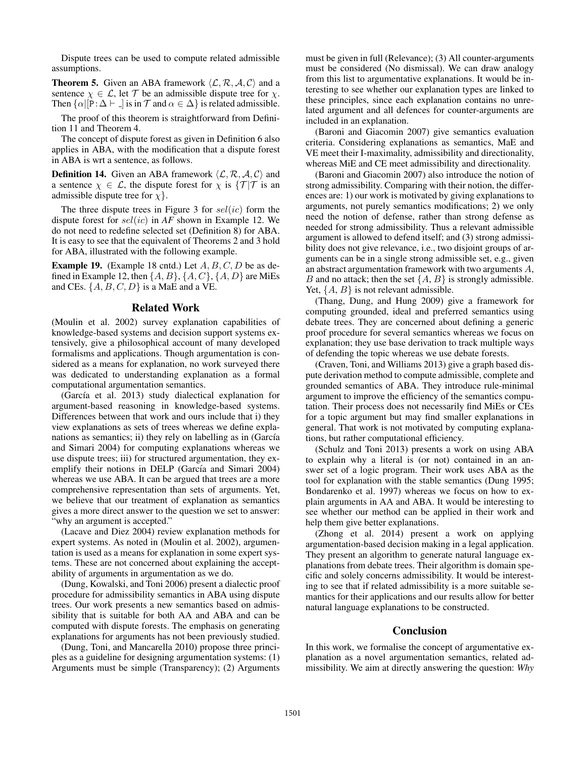Dispute trees can be used to compute related admissible assumptions.

**Theorem 5.** Given an ABA framework $\langle \mathcal{L}, \mathcal{R}, \mathcal{A}, \mathcal{C} \rangle$ and a sentence $\chi \in \mathcal{L}$, let $\mathcal{T}$ be an admissible dispute tree for $\chi$. Then $\{\alpha | [\mathtt{P} : \Delta \vdash \_]$ is in $\mathcal{T}$ and $\alpha \in \Delta\}$ is related admissible.

The proof of this theorem is straightforward from Definition 11 and Theorem 4.

The concept of dispute forest as given in Definition 6 also applies in ABA, with the modification that a dispute forest in ABA is wrt a sentence, as follows.

**Definition 14.** Given an ABA framework $\langle \mathcal{L}, \mathcal{R}, \mathcal{A}, \mathcal{C} \rangle$ and a sentence $\chi \in \mathcal{L}$, the dispute forest for $\chi$ is $\{\mathcal{T} | \mathcal{T}$ is an admissible dispute tree for $\chi\}$.

The three dispute trees in Figure 3 for $sel(ic)$ form the dispute forest for $sel(ic)$ in *AF* shown in Example 12. We do not need to redefine selected set (Definition 8) for ABA. It is easy to see that the equivalent of Theorems 2 and 3 hold for ABA, illustrated with the following example.

**Example 19.** (Example 18 cntd.) Let $A, B, C, D$ be as defined in Example 12, then $\{A, B\}, \{A, C\}, \{A, D\}$ are MiEs and CEs. $\{A, B, C, D\}$ is a MaE and a VE.

## Related Work

(Moulin et al. 2002) survey explanation capabilities of knowledge-based systems and decision support systems extensively, give a philosophical account of many developed formalisms and applications. Though argumentation is considered as a means for explanation, no work surveyed there was dedicated to understanding explanation as a formal computational argumentation semantics.

(García et al. 2013) study dialectical explanation for argument-based reasoning in knowledge-based systems. Differences between that work and ours include that i) they view explanations as sets of trees whereas we define explanations as semantics; ii) they rely on labelling as in (García and Simari 2004) for computing explanations whereas we use dispute trees; iii) for structured argumentation, they exemplify their notions in DELP (García and Simari 2004) whereas we use ABA. It can be argued that trees are a more comprehensive representation than sets of arguments. Yet, we believe that our treatment of explanation as semantics gives a more direct answer to the question we set to answer: "why an argument is accepted."

(Lacave and Diez 2004) review explanation methods for expert systems. As noted in (Moulin et al. 2002), argumentation is used as a means for explanation in some expert systems. These are not concerned about explaining the acceptability of arguments in argumentation as we do.

(Dung, Kowalski, and Toni 2006) present a dialectic proof procedure for admissibility semantics in ABA using dispute trees. Our work presents a new semantics based on admissibility that is suitable for both AA and ABA and can be computed with dispute forests. The emphasis on generating explanations for arguments has not been previously studied.

(Dung, Toni, and Mancarella 2010) propose three principles as a guideline for designing argumentation systems: (1) Arguments must be simple (Transparency); (2) Arguments must be given in full (Relevance); (3) All counter-arguments must be considered (No dismissal). We can draw analogy from this list to argumentative explanations. It would be interesting to see whether our explanation types are linked to these principles, since each explanation contains no unrelated argument and all defences for counter-arguments are included in an explanation.

(Baroni and Giacomin 2007) give semantics evaluation criteria. Considering explanations as semantics, MaE and VE meet their I-maximality, admissibility and directionality, whereas MiE and CE meet admissibility and directionality.

(Baroni and Giacomin 2007) also introduce the notion of strong admissibility. Comparing with their notion, the differences are: 1) our work is motivated by giving explanations to arguments, not purely semantics modifications; 2) we only need the notion of defense, rather than strong defense as needed for strong admissibility. Thus a relevant admissible argument is allowed to defend itself; and (3) strong admissibility does not give relevance, i.e., two disjoint groups of arguments can be in a single strong admissible set, e.g., given an abstract argumentation framework with two arguments $A$, $B$ and no attack; then the set $\{A, B\}$ is strongly admissible. Yet, $\{A, B\}$ is not relevant admissible.

(Thang, Dung, and Hung 2009) give a framework for computing grounded, ideal and preferred semantics using debate trees. They are concerned about defining a generic proof procedure for several semantics whereas we focus on explanation; they use base derivation to track multiple ways of defending the topic whereas we use debate forests.

(Craven, Toni, and Williams 2013) give a graph based dispute derivation method to compute admissible, complete and grounded semantics of ABA. They introduce rule-minimal argument to improve the efficiency of the semantics computation. Their process does not necessarily find MiEs or CEs for a topic argument but may find smaller explanations in general. That work is not motivated by computing explanations, but rather computational efficiency.

(Schulz and Toni 2013) presents a work on using ABA to explain why a literal is (or not) contained in an answer set of a logic program. Their work uses ABA as the tool for explanation with the stable semantics (Dung 1995; Bondarenko et al. 1997) whereas we focus on how to explain arguments in AA and ABA. It would be interesting to see whether our method can be applied in their work and help them give better explanations.

(Zhong et al. 2014) present a work on applying argumentation-based decision making in a legal application. They present an algorithm to generate natural language explanations from debate trees. Their algorithm is domain specific and solely concerns admissibility. It would be interesting to see that if related admissibility is a more suitable semantics for their applications and our results allow for better natural language explanations to be constructed.

## Conclusion

In this work, we formalise the concept of argumentative explanation as a novel argumentation semantics, related admissibility. We aim at directly answering the question: *Why*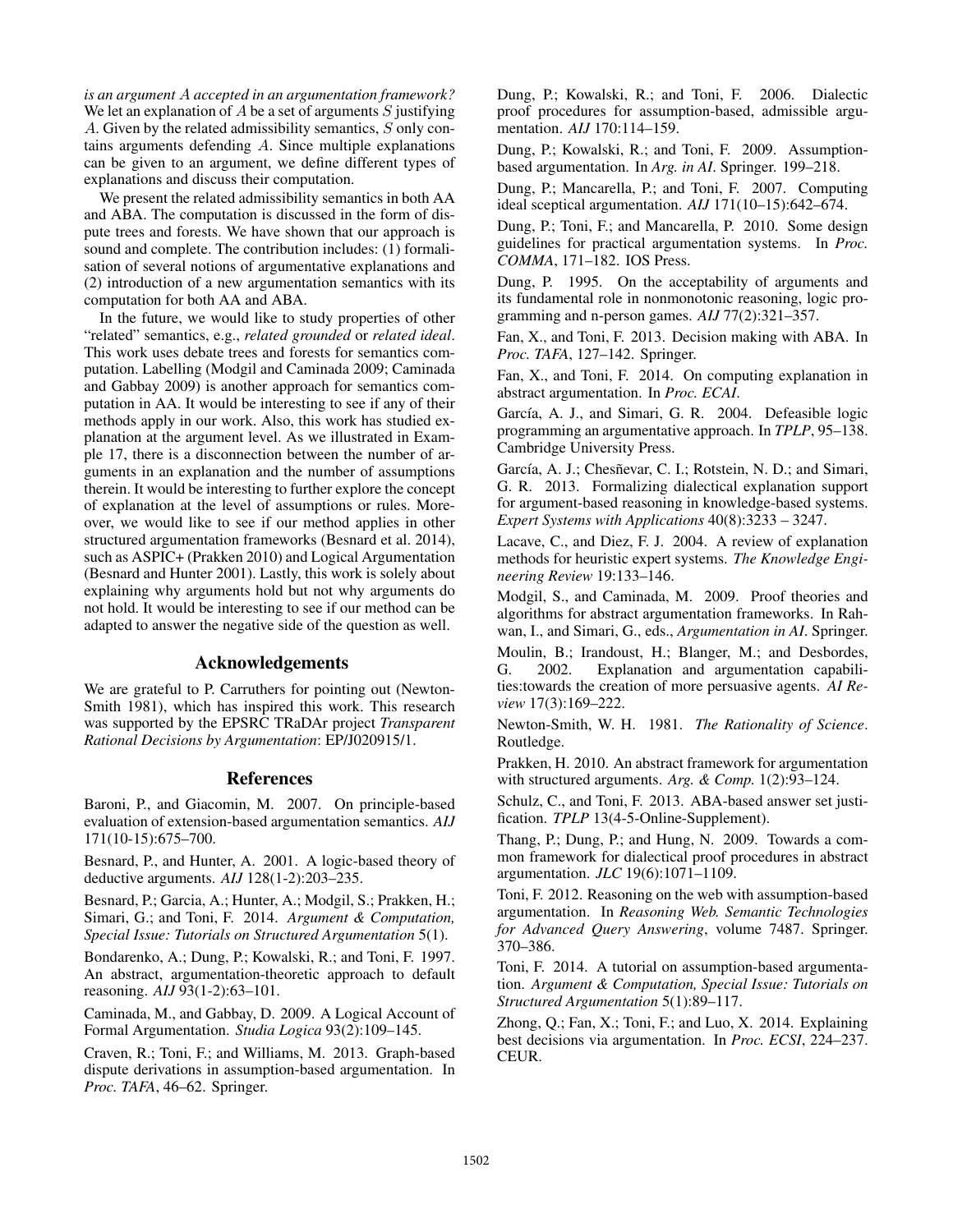*is an argument $A$ accepted in an argumentation framework?* We let an explanation of $A$ be a set of arguments $S$ justifying $A$. Given by the related admissibility semantics, $S$ only contains arguments defending $A$. Since multiple explanations can be given to an argument, we define different types of explanations and discuss their computation.

We present the related admissibility semantics in both AA and ABA. The computation is discussed in the form of dispute trees and forests. We have shown that our approach is sound and complete. The contribution includes: (1) formalisation of several notions of argumentative explanations and (2) introduction of a new argumentation semantics with its computation for both AA and ABA.

In the future, we would like to study properties of other "related" semantics, e.g., *related grounded* or *related ideal*. This work uses debate trees and forests for semantics computation. Labelling (Modgil and Caminada 2009; Caminada and Gabbay 2009) is another approach for semantics computation in AA. It would be interesting to see if any of their methods apply in our work. Also, this work has studied explanation at the argument level. As we illustrated in Example 17, there is a disconnection between the number of arguments in an explanation and the number of assumptions therein. It would be interesting to further explore the concept of explanation at the level of assumptions or rules. Moreover, we would like to see if our method applies in other structured argumentation frameworks (Besnard et al. 2014), such as ASPIC+ (Prakken 2010) and Logical Argumentation (Besnard and Hunter 2001). Lastly, this work is solely about explaining why arguments hold but not why arguments do not hold. It would be interesting to see if our method can be adapted to answer the negative side of the question as well.

## Acknowledgements

We are grateful to P. Carruthers for pointing out (Newton-Smith 1981), which has inspired this work. This research was supported by the EPSRC TRaDAr project *Transparent Rational Decisions by Argumentation*: EP/J020915/1.

## References

Baroni, P., and Giacomin, M. 2007. On principle-based evaluation of extension-based argumentation semantics. *AIJ* 171(10-15):675–700.

Besnard, P., and Hunter, A. 2001. A logic-based theory of deductive arguments. *AIJ* 128(1-2):203–235.

Besnard, P.; Garcia, A.; Hunter, A.; Modgil, S.; Prakken, H.; Simari, G.; and Toni, F. 2014. *Argument & Computation, Special Issue: Tutorials on Structured Argumentation* 5(1).

Bondarenko, A.; Dung, P.; Kowalski, R.; and Toni, F. 1997. An abstract, argumentation-theoretic approach to default reasoning. *AIJ* 93(1-2):63–101.

Caminada, M., and Gabbay, D. 2009. A Logical Account of Formal Argumentation. *Studia Logica* 93(2):109–145.

Craven, R.; Toni, F.; and Williams, M. 2013. Graph-based dispute derivations in assumption-based argumentation. In *Proc. TAFA*, 46–62. Springer.

Dung, P.; Kowalski, R.; and Toni, F. 2006. Dialectic proof procedures for assumption-based, admissible argumentation. *AIJ* 170:114–159.

Dung, P.; Kowalski, R.; and Toni, F. 2009. Assumption-based argumentation. In *Arg. in AI*. Springer. 199–218.

Dung, P.; Mancarella, P.; and Toni, F. 2007. Computing ideal sceptical argumentation. *AIJ* 171(10–15):642–674.

Dung, P.; Toni, F.; and Mancarella, P. 2010. Some design guidelines for practical argumentation systems. In *Proc. COMMA*, 171–182. IOS Press.

Dung, P. 1995. On the acceptability of arguments and its fundamental role in nonmonotonic reasoning, logic programming and n-person games. *AIJ* 77(2):321–357.

Fan, X., and Toni, F. 2013. Decision making with ABA. In *Proc. TAFA*, 127–142. Springer.

Fan, X., and Toni, F. 2014. On computing explanation in abstract argumentation. In *Proc. ECAI*.

García, A. J., and Simari, G. R. 2004. Defeasible logic programming an argumentative approach. In *TPLP*, 95–138. Cambridge University Press.

García, A. J.; Chesñevar, C. I.; Rotstein, N. D.; and Simari, G. R. 2013. Formalizing dialectical explanation support for argument-based reasoning in knowledge-based systems. *Expert Systems with Applications* 40(8):3233 – 3247.

Lacave, C., and Diez, F. J. 2004. A review of explanation methods for heuristic expert systems. *The Knowledge Engineering Review* 19:133–146.

Modgil, S., and Caminada, M. 2009. Proof theories and algorithms for abstract argumentation frameworks. In Rahwan, I., and Simari, G., eds., *Argumentation in AI*. Springer.

Moulin, B.; Irandoust, H.; Blanger, M.; and Desbordes, G. 2002. Explanation and argumentation capabilities:towards the creation of more persuasive agents. *AI Review* 17(3):169–222.

Newton-Smith, W. H. 1981. *The Rationality of Science*. Routledge.

Prakken, H. 2010. An abstract framework for argumentation with structured arguments. *Arg. & Comp.* 1(2):93–124.

Schulz, C., and Toni, F. 2013. ABA-based answer set justification. *TPLP* 13(4-5-Online-Supplement).

Thang, P.; Dung, P.; and Hung, N. 2009. Towards a common framework for dialectical proof procedures in abstract argumentation. *JLC* 19(6):1071–1109.

Toni, F. 2012. Reasoning on the web with assumption-based argumentation. In *Reasoning Web. Semantic Technologies for Advanced Query Answering*, volume 7487. Springer. 370–386.

Toni, F. 2014. A tutorial on assumption-based argumentation. *Argument & Computation, Special Issue: Tutorials on Structured Argumentation* 5(1):89–117.

Zhong, Q.; Fan, X.; Toni, F.; and Luo, X. 2014. Explaining best decisions via argumentation. In *Proc. ECSI*, 224–237. CEUR.